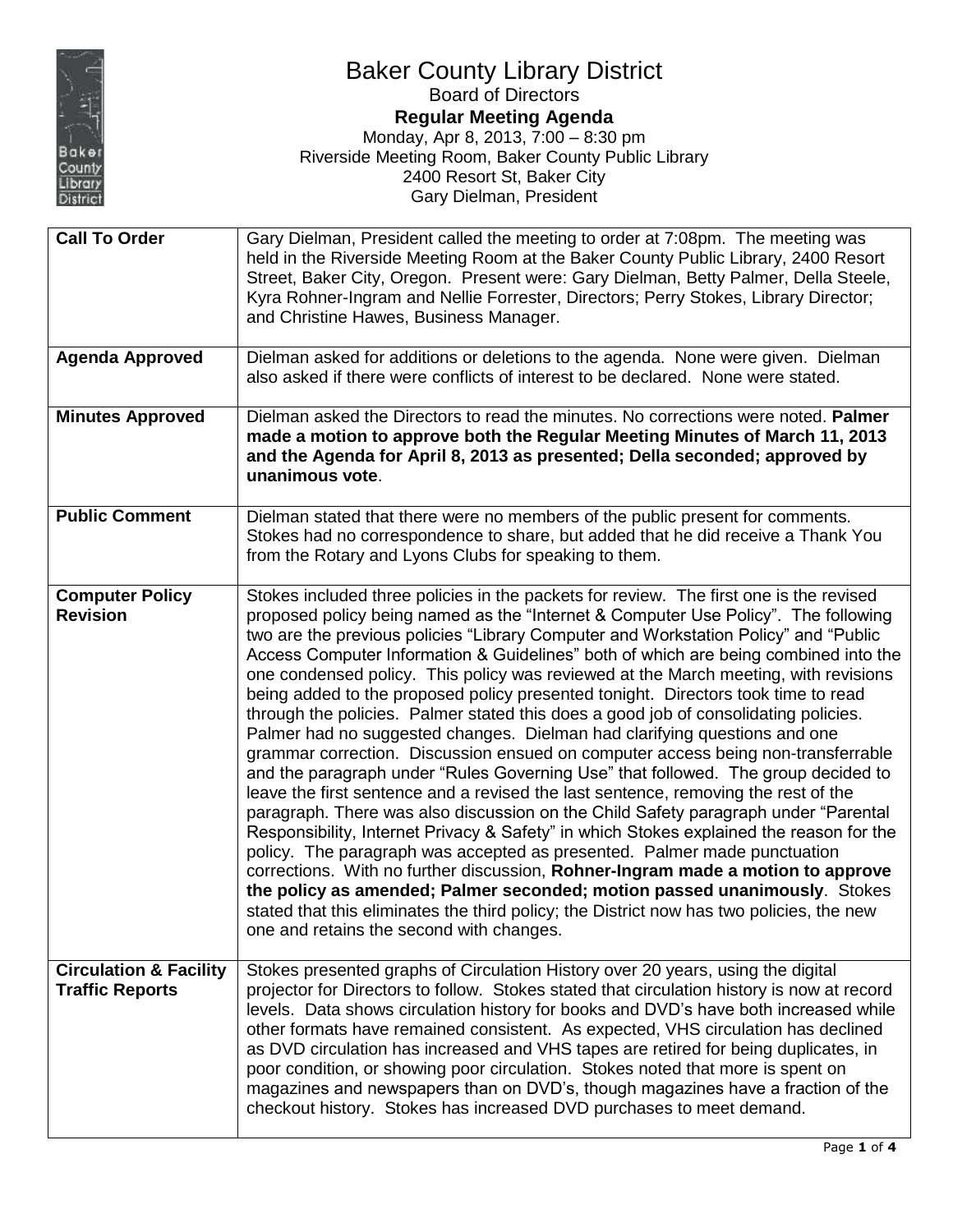# Baker County Library District

Board of Directors

**Regular Meeting Agenda**

Monday, Apr 8, 2013, 7:00 – 8:30 pm

Riverside Meeting Room, Baker County Public Library

2400 Resort St, Baker City

Gary Dielman, President

| | |
|---|---|
| **Call To Order** | Gary Dielman, President called the meeting to order at 7:08pm. The meeting was held in the Riverside Meeting Room at the Baker County Public Library, 2400 Resort Street, Baker City, Oregon. Present were: Gary Dielman, Betty Palmer, Della Steele, Kyra Rohner-Ingram and Nellie Forrester, Directors; Perry Stokes, Library Director; and Christine Hawes, Business Manager. |
| **Agenda Approved** | Dielman asked for additions or deletions to the agenda. None were given. Dielman also asked if there were conflicts of interest to be declared. None were stated. |
| **Minutes Approved** | Dielman asked the Directors to read the minutes. No corrections were noted. **Palmer made a motion to approve both the Regular Meeting Minutes of March 11, 2013 and the Agenda for April 8, 2013 as presented; Della seconded; approved by unanimous vote**. |
| **Public Comment** | Dielman stated that there were no members of the public present for comments. Stokes had no correspondence to share, but added that he did receive a Thank You from the Rotary and Lyons Clubs for speaking to them. |
| **Computer Policy Revision** | Stokes included three policies in the packets for review. The first one is the revised proposed policy being named as the "Internet & Computer Use Policy". The following two are the previous policies "Library Computer and Workstation Policy" and "Public Access Computer Information & Guidelines" both of which are being combined into the one condensed policy. This policy was reviewed at the March meeting, with revisions being added to the proposed policy presented tonight. Directors took time to read through the policies. Palmer stated this does a good job of consolidating policies. Palmer had no suggested changes. Dielman had clarifying questions and one grammar correction. Discussion ensued on computer access being non-transferrable and the paragraph under "Rules Governing Use" that followed. The group decided to leave the first sentence and a revised the last sentence, removing the rest of the paragraph. There was also discussion on the Child Safety paragraph under "Parental Responsibility, Internet Privacy & Safety" in which Stokes explained the reason for the policy. The paragraph was accepted as presented. Palmer made punctuation corrections. With no further discussion, **Rohner-Ingram made a motion to approve the policy as amended; Palmer seconded; motion passed unanimously**. Stokes stated that this eliminates the third policy; the District now has two policies, the new one and retains the second with changes. |
| **Circulation & Facility Traffic Reports** | Stokes presented graphs of Circulation History over 20 years, using the digital projector for Directors to follow. Stokes stated that circulation history is now at record levels. Data shows circulation history for books and DVD's have both increased while other formats have remained consistent. As expected, VHS circulation has declined as DVD circulation has increased and VHS tapes are retired for being duplicates, in poor condition, or showing poor circulation. Stokes noted that more is spent on magazines and newspapers than on DVD's, though magazines have a fraction of the checkout history. Stokes has increased DVD purchases to meet demand. |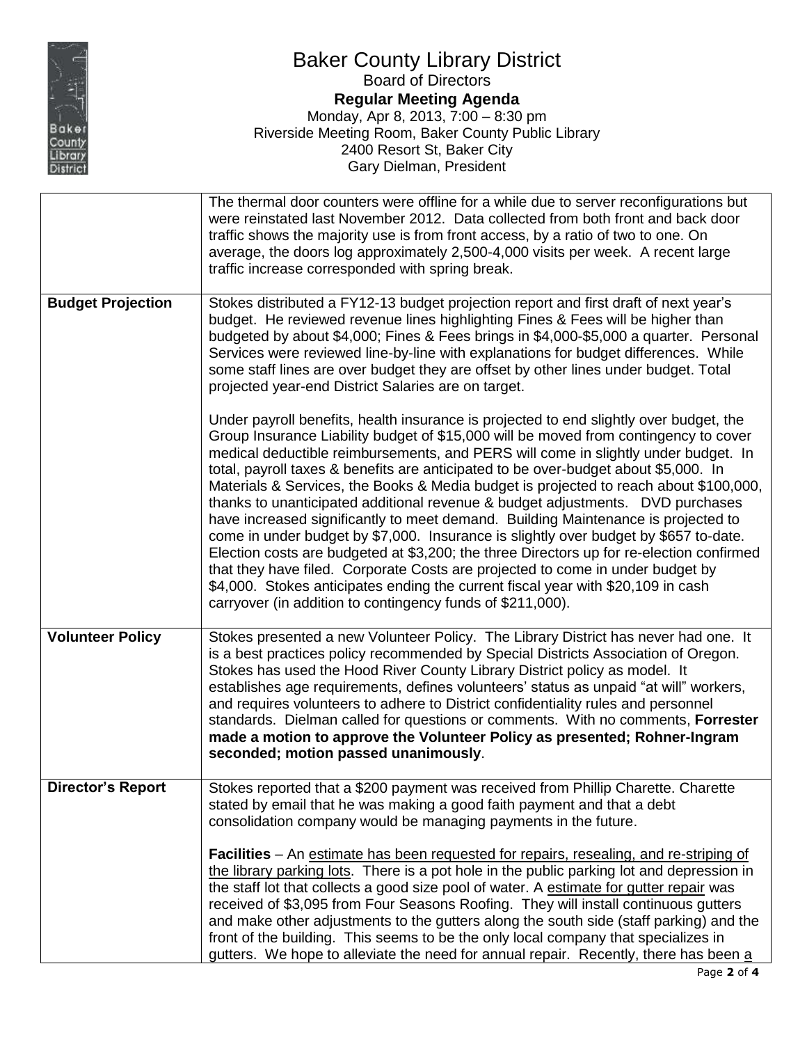# Baker County Library District

Board of Directors

**Regular Meeting Agenda**

Monday, Apr 8, 2013, 7:00 – 8:30 pm

Riverside Meeting Room, Baker County Public Library

2400 Resort St, Baker City

Gary Dielman, President

| | |
|---|---|
| | The thermal door counters were offline for a while due to server reconfigurations but were reinstated last November 2012. Data collected from both front and back door traffic shows the majority use is from front access, by a ratio of two to one. On average, the doors log approximately 2,500-4,000 visits per week. A recent large traffic increase corresponded with spring break. |
| **Budget Projection** | Stokes distributed a FY12-13 budget projection report and first draft of next year's budget. He reviewed revenue lines highlighting Fines & Fees will be higher than budgeted by about \$4,000; Fines & Fees brings in \$4,000-\$5,000 a quarter. Personal Services were reviewed line-by-line with explanations for budget differences. While some staff lines are over budget they are offset by other lines under budget. Total projected year-end District Salaries are on target.<br><br>Under payroll benefits, health insurance is projected to end slightly over budget, the Group Insurance Liability budget of \$15,000 will be moved from contingency to cover medical deductible reimbursements, and PERS will come in slightly under budget. In total, payroll taxes & benefits are anticipated to be over-budget about \$5,000. In Materials & Services, the Books & Media budget is projected to reach about \$100,000, thanks to unanticipated additional revenue & budget adjustments. DVD purchases have increased significantly to meet demand. Building Maintenance is projected to come in under budget by \$7,000. Insurance is slightly over budget by \$657 to-date. Election costs are budgeted at \$3,200; the three Directors up for re-election confirmed that they have filed. Corporate Costs are projected to come in under budget by \$4,000. Stokes anticipates ending the current fiscal year with \$20,109 in cash carryover (in addition to contingency funds of \$211,000). |
| **Volunteer Policy** | Stokes presented a new Volunteer Policy. The Library District has never had one. It is a best practices policy recommended by Special Districts Association of Oregon. Stokes has used the Hood River County Library District policy as model. It establishes age requirements, defines volunteers' status as unpaid "at will" workers, and requires volunteers to adhere to District confidentiality rules and personnel standards. Dielman called for questions or comments. With no comments, **Forrester made a motion to approve the Volunteer Policy as presented; Rohner-Ingram seconded; motion passed unanimously**. |
| **Director's Report** | Stokes reported that a \$200 payment was received from Phillip Charette. Charette stated by email that he was making a good faith payment and that a debt consolidation company would be managing payments in the future.<br><br>**Facilities** – An <u>estimate has been requested for repairs, resealing, and re-striping of the library parking lots</u>. There is a pot hole in the public parking lot and depression in the staff lot that collects a good size pool of water. A <u>estimate for gutter repair</u> was received of \$3,095 from Four Seasons Roofing. They will install continuous gutters and make other adjustments to the gutters along the south side (staff parking) and the front of the building. This seems to be the only local company that specializes in gutters. We hope to alleviate the need for annual repair. Recently, there has been <u>a</u> |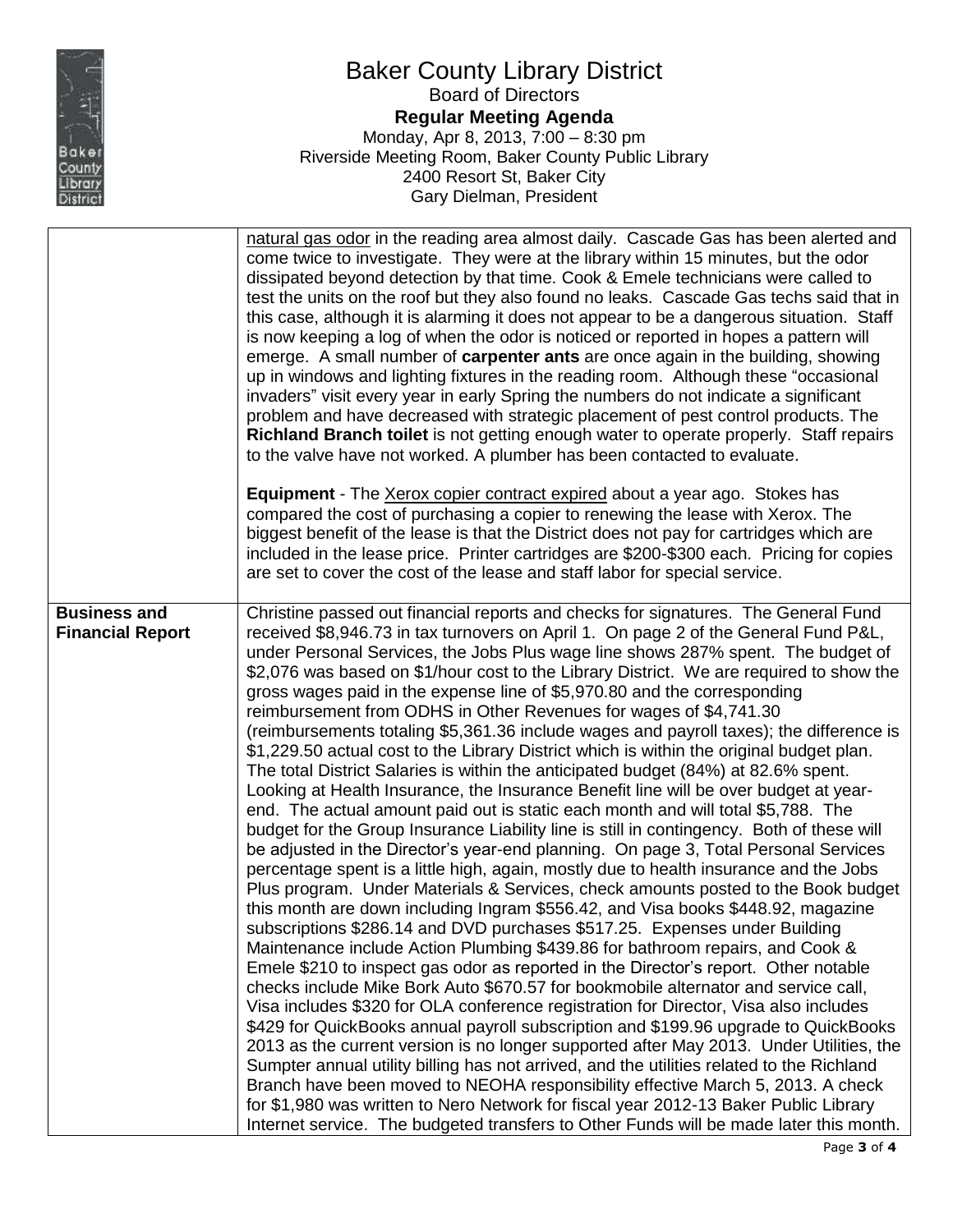| | |
|---|---|
| | natural gas odor in the reading area almost daily. Cascade Gas has been alerted and come twice to investigate. They were at the library within 15 minutes, but the odor dissipated beyond detection by that time. Cook & Emele technicians were called to test the units on the roof but they also found no leaks. Cascade Gas techs said that in this case, although it is alarming it does not appear to be a dangerous situation. Staff is now keeping a log of when the odor is noticed or reported in hopes a pattern will emerge. A small number of **carpenter ants** are once again in the building, showing up in windows and lighting fixtures in the reading room. Although these "occasional invaders" visit every year in early Spring the numbers do not indicate a significant problem and have decreased with strategic placement of pest control products. The **Richland Branch toilet** is not getting enough water to operate properly. Staff repairs to the valve have not worked. A plumber has been contacted to evaluate.<br><br>**Equipment** - The Xerox copier contract expired about a year ago. Stokes has compared the cost of purchasing a copier to renewing the lease with Xerox. The biggest benefit of the lease is that the District does not pay for cartridges which are included in the lease price. Printer cartridges are $200-$300 each. Pricing for copies are set to cover the cost of the lease and staff labor for special service. |
| **Business and Financial Report** | Christine passed out financial reports and checks for signatures. The General Fund received $8,946.73 in tax turnovers on April 1. On page 2 of the General Fund P&L, under Personal Services, the Jobs Plus wage line shows 287% spent. The budget of $2,076 was based on $1/hour cost to the Library District. We are required to show the gross wages paid in the expense line of $5,970.80 and the corresponding reimbursement from ODHS in Other Revenues for wages of $4,741.30 (reimbursements totaling $5,361.36 include wages and payroll taxes); the difference is $1,229.50 actual cost to the Library District which is within the original budget plan. The total District Salaries is within the anticipated budget (84%) at 82.6% spent. Looking at Health Insurance, the Insurance Benefit line will be over budget at year-end. The actual amount paid out is static each month and will total $5,788. The budget for the Group Insurance Liability line is still in contingency. Both of these will be adjusted in the Director's year-end planning. On page 3, Total Personal Services percentage spent is a little high, again, mostly due to health insurance and the Jobs Plus program. Under Materials & Services, check amounts posted to the Book budget this month are down including Ingram $556.42, and Visa books $448.92, magazine subscriptions $286.14 and DVD purchases $517.25. Expenses under Building Maintenance include Action Plumbing $439.86 for bathroom repairs, and Cook & Emele $210 to inspect gas odor as reported in the Director's report. Other notable checks include Mike Bork Auto $670.57 for bookmobile alternator and service call, Visa includes $320 for OLA conference registration for Director, Visa also includes $429 for QuickBooks annual payroll subscription and $199.96 upgrade to QuickBooks 2013 as the current version is no longer supported after May 2013. Under Utilities, the Sumpter annual utility billing has not arrived, and the utilities related to the Richland Branch have been moved to NEOHA responsibility effective March 5, 2013. A check for $1,980 was written to Nero Network for fiscal year 2012-13 Baker Public Library Internet service. The budgeted transfers to Other Funds will be made later this month. |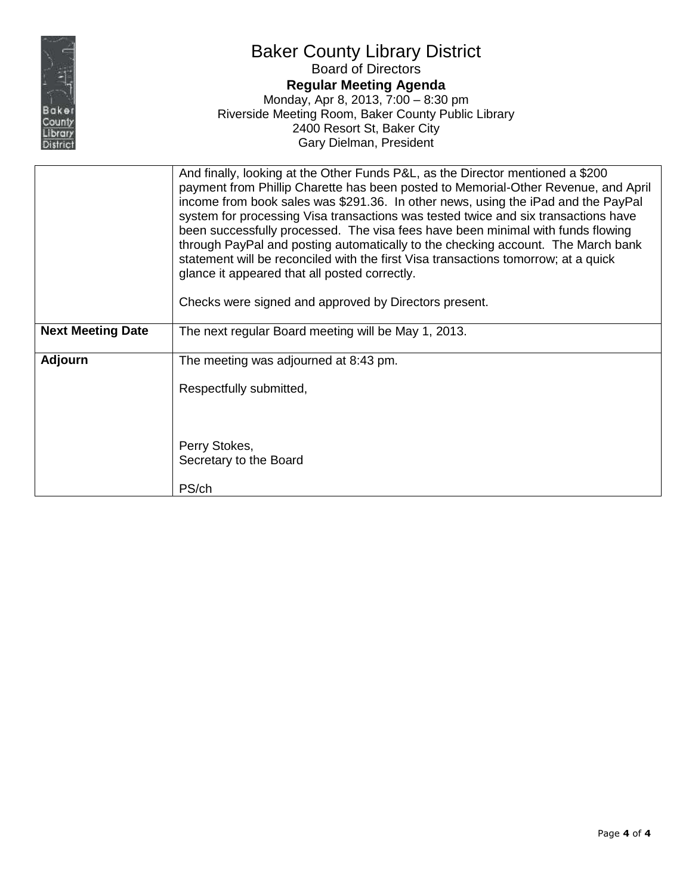# Baker County Library District

Board of Directors

**Regular Meeting Agenda**

Monday, Apr 8, 2013, 7:00 – 8:30 pm

Riverside Meeting Room, Baker County Public Library

2400 Resort St, Baker City

Gary Dielman, President

| | |
|---|---|
| | And finally, looking at the Other Funds P&L, as the Director mentioned a $200 payment from Phillip Charette has been posted to Memorial-Other Revenue, and April income from book sales was $291.36. In other news, using the iPad and the PayPal system for processing Visa transactions was tested twice and six transactions have been successfully processed. The visa fees have been minimal with funds flowing through PayPal and posting automatically to the checking account. The March bank statement will be reconciled with the first Visa transactions tomorrow; at a quick glance it appeared that all posted correctly.<br><br>Checks were signed and approved by Directors present. |
| **Next Meeting Date** | The next regular Board meeting will be May 1, 2013. |
| **Adjourn** | The meeting was adjourned at 8:43 pm.<br><br>Respectfully submitted,<br><br><br>Perry Stokes,<br>Secretary to the Board<br><br>PS/ch |